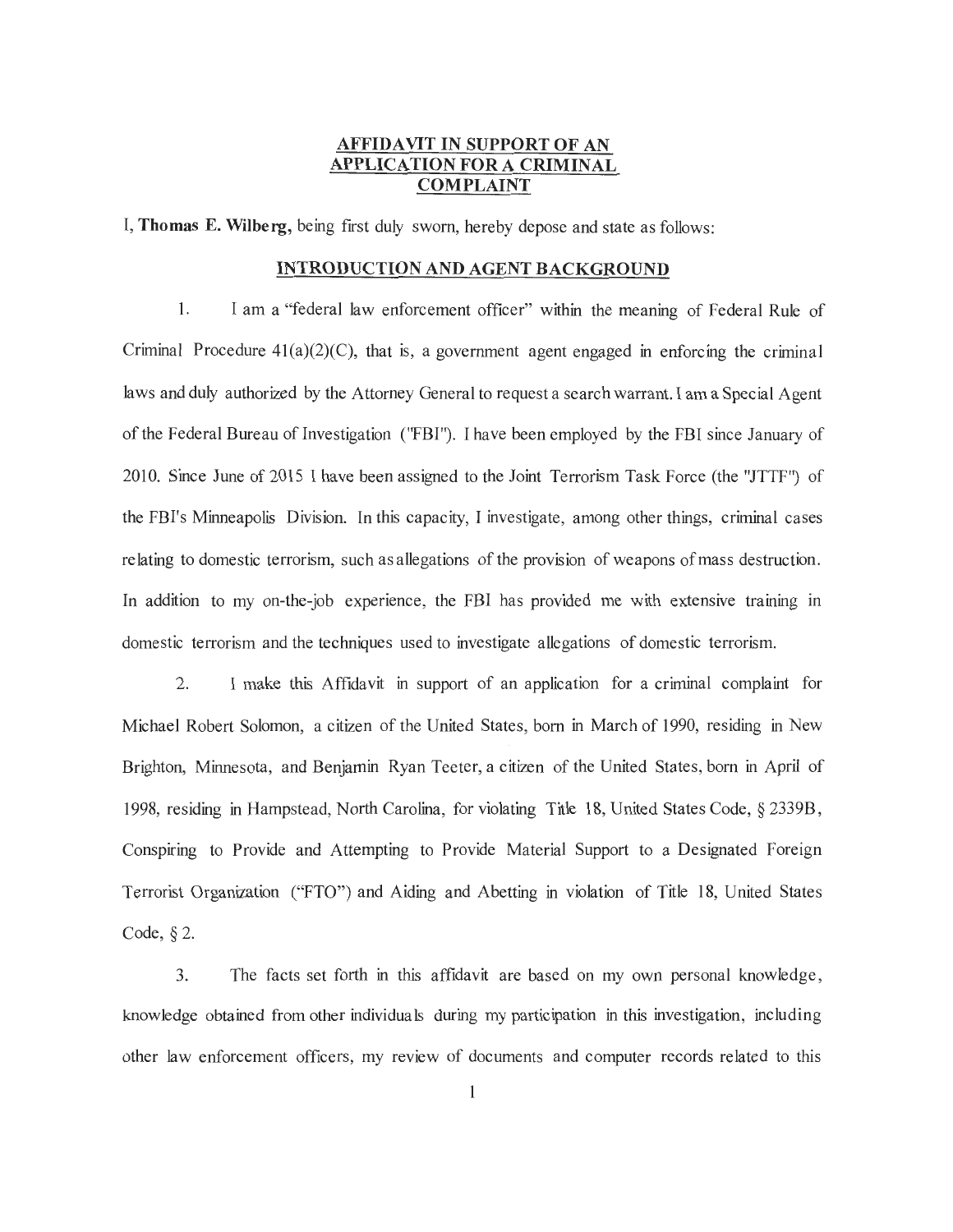## AFFIDAVIT IN SUPPORT OF AN APPLICATION FOR A CRIMINAL COMPLAINT

I, **Thomas E. Wilberg,** being first duly sworn, hereby depose and state as follows:

### INTRODUCTION AND AGENT BACKGROUND

1. I am a "federal law enforcement officer" within the meaning of Federal Rule of Criminal Procedure 41(a)(2)(C), that is, a government agent engaged in enforcing the criminal laws and duly authorized by the Attorney General to request a search warrant. I am a Special Agent of the Federal Bureau of Investigation ("FBI"). I have been employed by the FBI since January of 2010. Since June of 2015 I have been assigned to the Joint Terrorism Task Force (the "JTTF") of the FBI's Minneapolis Division. In this capacity, I investigate, among other things, criminal cases relating to domestic terrorism, such as allegations of the provision of weapons of mass destruction. In addition to my on-the-job experience, the FBI has provided me with extensive training in domestic terrorism and the techniques used to investigate allegations of domestic terrorism.

2. I make this Affidavit in support of an application for a criminal complaint for Michael Robert Solomon, a citizen of the United States, born in March of 1990, residing in New Brighton, Minnesota, and Benjamin Ryan Teeter, a citizen of the United States, born in April of 1998, residing in Hampstead, North Carolina, for violating Title 18, United States Code, § 2339B, Conspiring to Provide and Attempting to Provide Material Support to a Designated Foreign Terrorist Organization ("FTO") and Aiding and Abetting in violation of Title 18, United States Code, § 2.

3. The facts set forth in this affidavit are based on my own personal knowledge, knowledge obtained from other individuals during my participation in this investigation, including other law enforcement officers, my review of documents and computer records related to this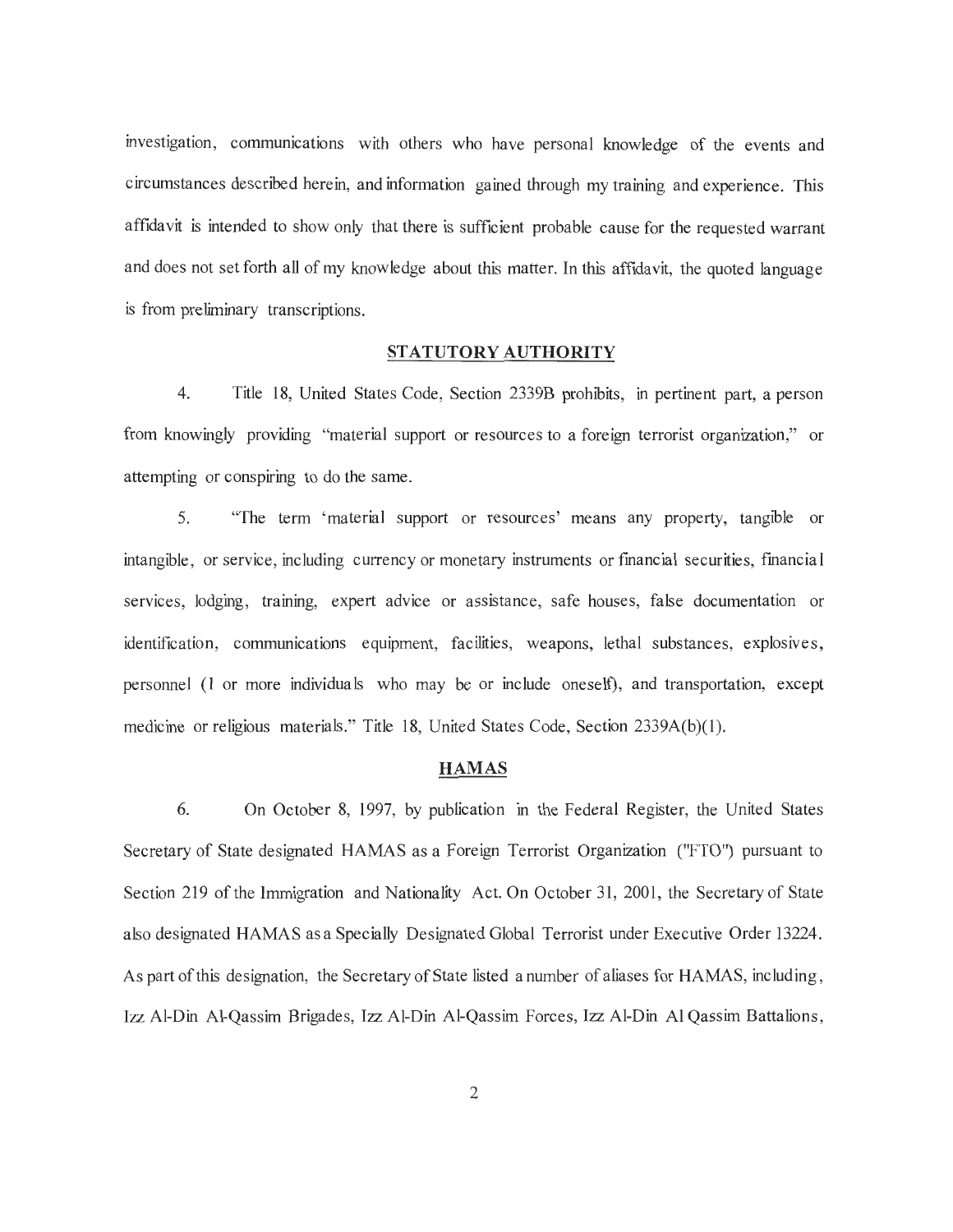investigation, communications with others who have personal knowledge of the events and circumstances described herein, and information gained through my training and experience. This affidavit is intended to show only that there is sufficient probable cause for the requested warrant and does not set forth all of my knowledge about this matter. In this affidavit, the quoted language is from preliminary transcriptions.

## STATUTORY AUTHORITY

4. Title 18, United States Code, Section 2339B prohibits, in pertinent part, a person from knowingly providing "material support or resources to a foreign terrorist organization," or attempting or conspiring to do the same.

5. "The term 'material support or resources' means any property, tangible or intangible, or service, including currency or monetary instruments or financial securities, financial services, lodging, training, expert advice or assistance, safe houses, false documentation or identification, communications equipment, facilities, weapons, lethal substances, explosives, personnel (1 or more individuals who may be or include oneself), and transportation, except medicine or religious materials." Title 18, United States Code, Section 2339A(b)(1).

## HAMAS

6. On October 8, 1997, by publication in the Federal Register, the United States Secretary of State designated HAMAS as a Foreign Terrorist Organization ("FTO") pursuant to Section 219 of the Immigration and Nationality Act. On October 31, 2001, the Secretary of State also designated HAMAS as a Specially Designated Global Terrorist under Executive Order 13224. As part of this designation, the Secretary of State listed a number of aliases for HAMAS, including, Izz Al-Din Al-Qassim Brigades, Izz Al-Din Al-Qassim Forces, Izz Al-Din Al Qassim Battalions,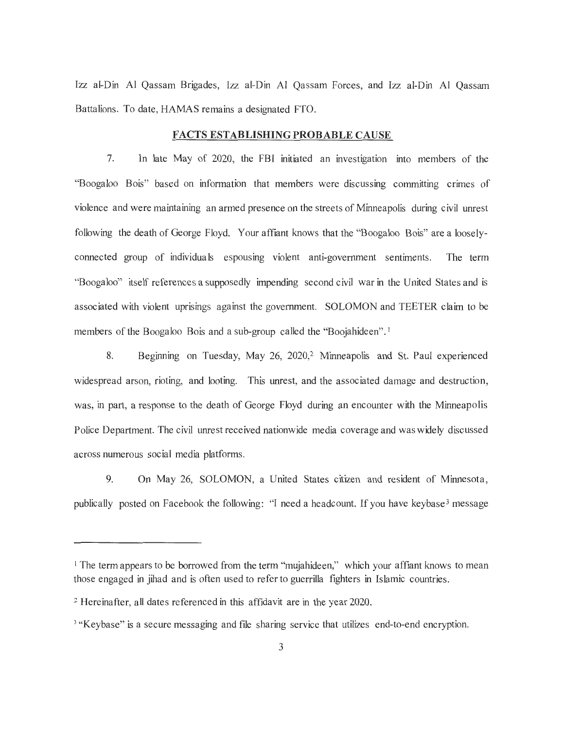Izz al-Din Al Qassam Brigades, Izz al-Din Al Qassam Forces, and Izz al-Din Al Qassam Battalions. To date, HAMAS remains a designated FTO.

## FACTS ESTABLISHING PROBABLE CAUSE

7. In late May of 2020, the FBI initiated an investigation into members of the "Boogaloo Bois" based on information that members were discussing committing crimes of violence and were maintaining an armed presence on the streets of Minneapolis during civil unrest following the death of George Floyd. Your affiant knows that the "Boogaloo Bois" are a loosely-connected group of individuals espousing violent anti-government sentiments. The term "Boogaloo" itself references a supposedly impending second civil war in the United States and is associated with violent uprisings against the government. SOLOMON and TEETER claim to be members of the Boogaloo Bois and a sub-group called the "Boojahideen".[1]

8. Beginning on Tuesday, May 26, 2020,[2] Minneapolis and St. Paul experienced widespread arson, rioting, and looting. This unrest, and the associated damage and destruction, was, in part, a response to the death of George Floyd during an encounter with the Minneapolis Police Department. The civil unrest received nationwide media coverage and was widely discussed across numerous social media platforms.

9. On May 26, SOLOMON, a United States citizen and resident of Minnesota, publically posted on Facebook the following: "I need a headcount. If you have keybase[3] message

---

[1] The term appears to be borrowed from the term "mujahideen," which your affiant knows to mean those engaged in jihad and is often used to refer to guerrilla fighters in Islamic countries.

[2] Hereinafter, all dates referenced in this affidavit are in the year 2020.

[3] "Keybase" is a secure messaging and file sharing service that utilizes end-to-end encryption.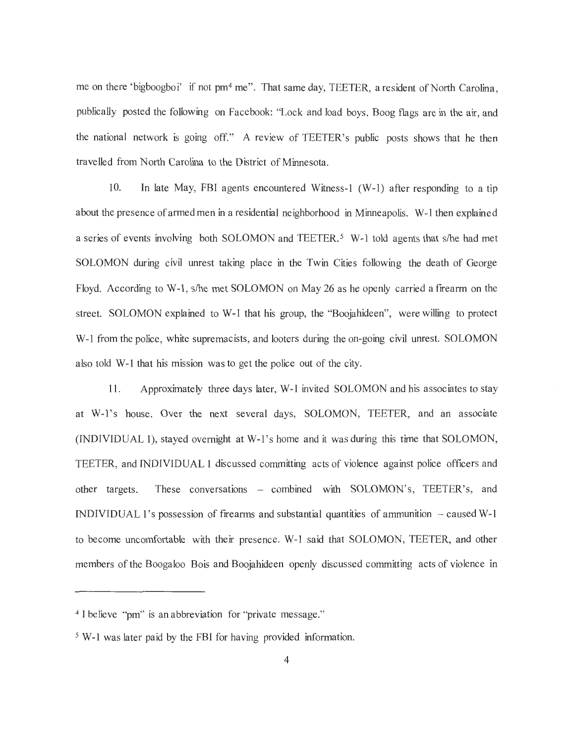me on there 'bigboogboi' if not pm[4] me". That same day, TEETER, a resident of North Carolina, publically posted the following on Facebook: "Lock and load boys. Boog flags are in the air, and the national network is going off." A review of TEETER's public posts shows that he then travelled from North Carolina to the District of Minnesota.

10. In late May, FBI agents encountered Witness-1 (W-1) after responding to a tip about the presence of armed men in a residential neighborhood in Minneapolis. W-1 then explained a series of events involving both SOLOMON and TEETER.[5] W-1 told agents that s/he had met SOLOMON during civil unrest taking place in the Twin Cities following the death of George Floyd. According to W-1, s/he met SOLOMON on May 26 as he openly carried a firearm on the street. SOLOMON explained to W-1 that his group, the "Boojahideen", were willing to protect W-1 from the police, white supremacists, and looters during the on-going civil unrest. SOLOMON also told W-1 that his mission was to get the police out of the city.

11. Approximately three days later, W-1 invited SOLOMON and his associates to stay at W-1's house. Over the next several days, SOLOMON, TEETER, and an associate (INDIVIDUAL 1), stayed overnight at W-1's home and it was during this time that SOLOMON, TEETER, and INDIVIDUAL 1 discussed committing acts of violence against police officers and other targets. These conversations – combined with SOLOMON's, TEETER's, and INDIVIDUAL 1's possession of firearms and substantial quantities of ammunition – caused W-1 to become uncomfortable with their presence. W-1 said that SOLOMON, TEETER, and other members of the Boogaloo Bois and Boojahideen openly discussed committing acts of violence in

---

[4] I believe "pm" is an abbreviation for "private message."

[5] W-1 was later paid by the FBI for having provided information.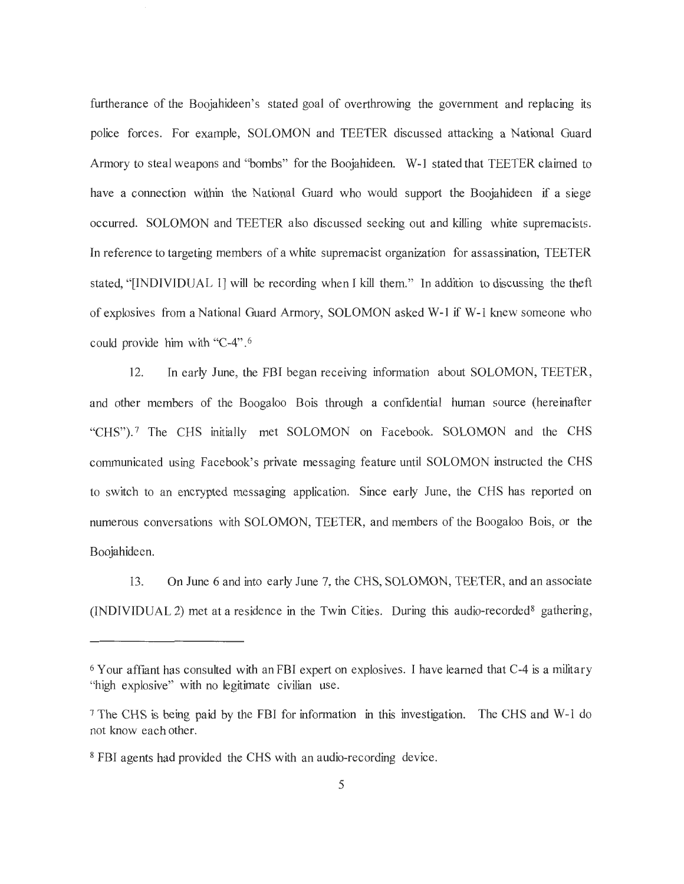furtherance of the Boojahideen's stated goal of overthrowing the government and replacing its police forces. For example, SOLOMON and TEETER discussed attacking a National Guard Armory to steal weapons and "bombs" for the Boojahideen. W-1 stated that TEETER claimed to have a connection within the National Guard who would support the Boojahideen if a siege occurred. SOLOMON and TEETER also discussed seeking out and killing white supremacists. In reference to targeting members of a white supremacist organization for assassination, TEETER stated, "[INDIVIDUAL 1] will be recording when I kill them." In addition to discussing the theft of explosives from a National Guard Armory, SOLOMON asked W-1 if W-1 knew someone who could provide him with "C-4".[6]

12. In early June, the FBI began receiving information about SOLOMON, TEETER, and other members of the Boogaloo Bois through a confidential human source (hereinafter "CHS").[7] The CHS initially met SOLOMON on Facebook. SOLOMON and the CHS communicated using Facebook's private messaging feature until SOLOMON instructed the CHS to switch to an encrypted messaging application. Since early June, the CHS has reported on numerous conversations with SOLOMON, TEETER, and members of the Boogaloo Bois, or the Boojahideen.

13. On June 6 and into early June 7, the CHS, SOLOMON, TEETER, and an associate (INDIVIDUAL 2) met at a residence in the Twin Cities. During this audio-recorded[8] gathering,

---

[6] Your affiant has consulted with an FBI expert on explosives. I have learned that C-4 is a military "high explosive" with no legitimate civilian use.

[7] The CHS is being paid by the FBI for information in this investigation. The CHS and W-1 do not know each other.

[8] FBI agents had provided the CHS with an audio-recording device.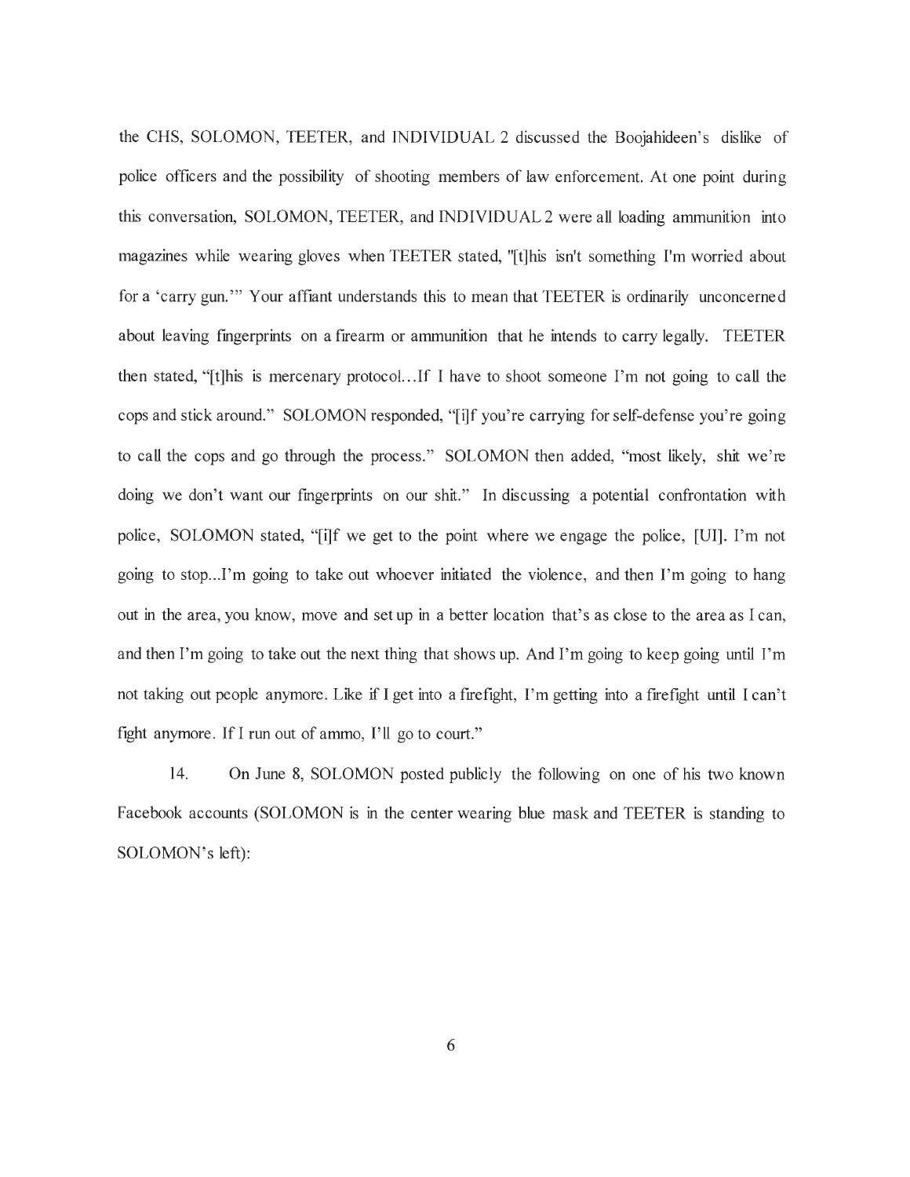the CHS, SOLOMON, TEETER, and INDIVIDUAL 2 discussed the Boojahideen's dislike of police officers and the possibility of shooting members of law enforcement. At one point during this conversation, SOLOMON, TEETER, and INDIVIDUAL 2 were all loading ammunition into magazines while wearing gloves when TEETER stated, "[t]his isn't something I'm worried about for a 'carry gun.'" Your affiant understands this to mean that TEETER is ordinarily unconcerned about leaving fingerprints on a firearm or ammunition that he intends to carry legally. TEETER then stated, "[t]his is mercenary protocol…If I have to shoot someone I'm not going to call the cops and stick around." SOLOMON responded, "[i]f you're carrying for self-defense you're going to call the cops and go through the process." SOLOMON then added, "most likely, shit we're doing we don't want our fingerprints on our shit." In discussing a potential confrontation with police, SOLOMON stated, "[i]f we get to the point where we engage the police, [UI]. I'm not going to stop...I'm going to take out whoever initiated the violence, and then I'm going to hang out in the area, you know, move and set up in a better location that's as close to the area as I can, and then I'm going to take out the next thing that shows up. And I'm going to keep going until I'm not taking out people anymore. Like if I get into a firefight, I'm getting into a firefight until I can't fight anymore. If I run out of ammo, I'll go to court."

14. On June 8, SOLOMON posted publicly the following on one of his two known Facebook accounts (SOLOMON is in the center wearing blue mask and TEETER is standing to SOLOMON's left):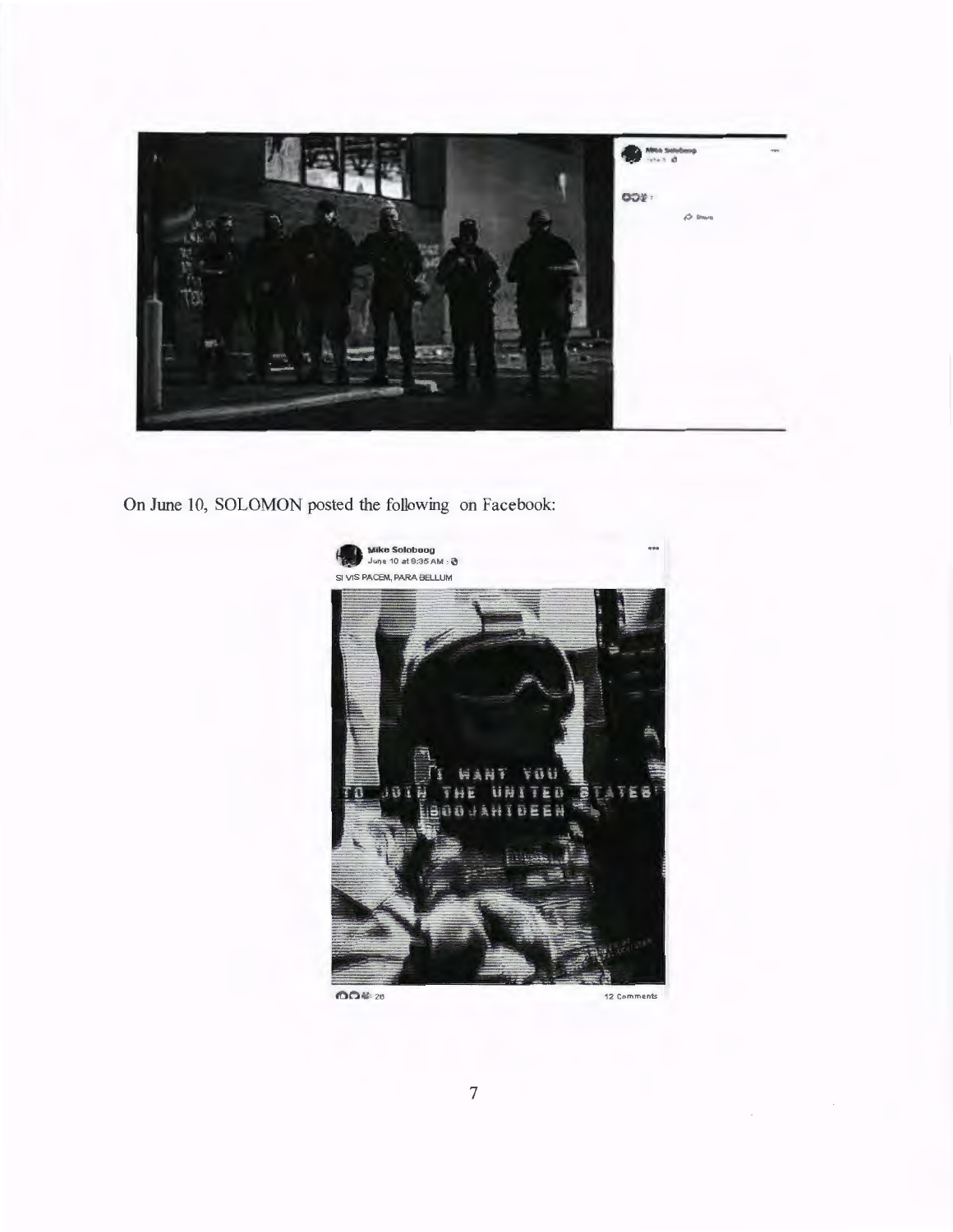On June 10, SOLOMON posted the following on Facebook: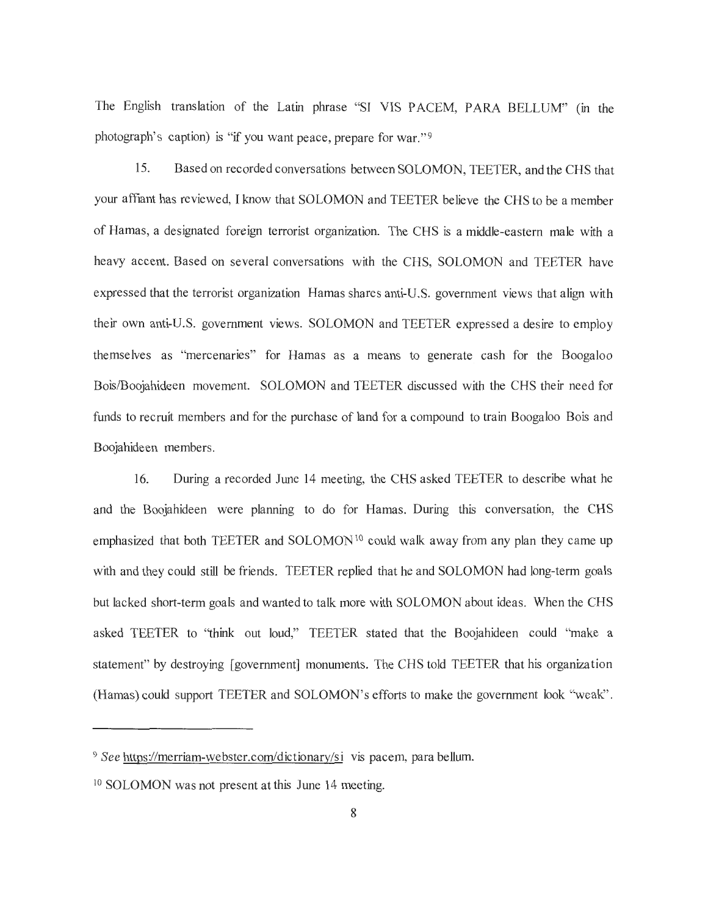The English translation of the Latin phrase "SI VIS PACEM, PARA BELLUM" (in the photograph's caption) is "if you want peace, prepare for war."[9]

15. Based on recorded conversations between SOLOMON, TEETER, and the CHS that your affiant has reviewed, I know that SOLOMON and TEETER believe the CHS to be a member of Hamas, a designated foreign terrorist organization. The CHS is a middle-eastern male with a heavy accent. Based on several conversations with the CHS, SOLOMON and TEETER have expressed that the terrorist organization Hamas shares anti-U.S. government views that align with their own anti-U.S. government views. SOLOMON and TEETER expressed a desire to employ themselves as "mercenaries" for Hamas as a means to generate cash for the Boogaloo Bois/Boojahideen movement. SOLOMON and TEETER discussed with the CHS their need for funds to recruit members and for the purchase of land for a compound to train Boogaloo Bois and Boojahideen members.

16. During a recorded June 14 meeting, the CHS asked TEETER to describe what he and the Boojahideen were planning to do for Hamas. During this conversation, the CHS emphasized that both TEETER and SOLOMON[10] could walk away from any plan they came up with and they could still be friends. TEETER replied that he and SOLOMON had long-term goals but lacked short-term goals and wanted to talk more with SOLOMON about ideas. When the CHS asked TEETER to "think out loud," TEETER stated that the Boojahideen could "make a statement" by destroying [government] monuments. The CHS told TEETER that his organization (Hamas) could support TEETER and SOLOMON's efforts to make the government look "weak".

---

[9] *See* https://merriam-webster.com/dictionary/si vis pacem, para bellum.

[10] SOLOMON was not present at this June 14 meeting.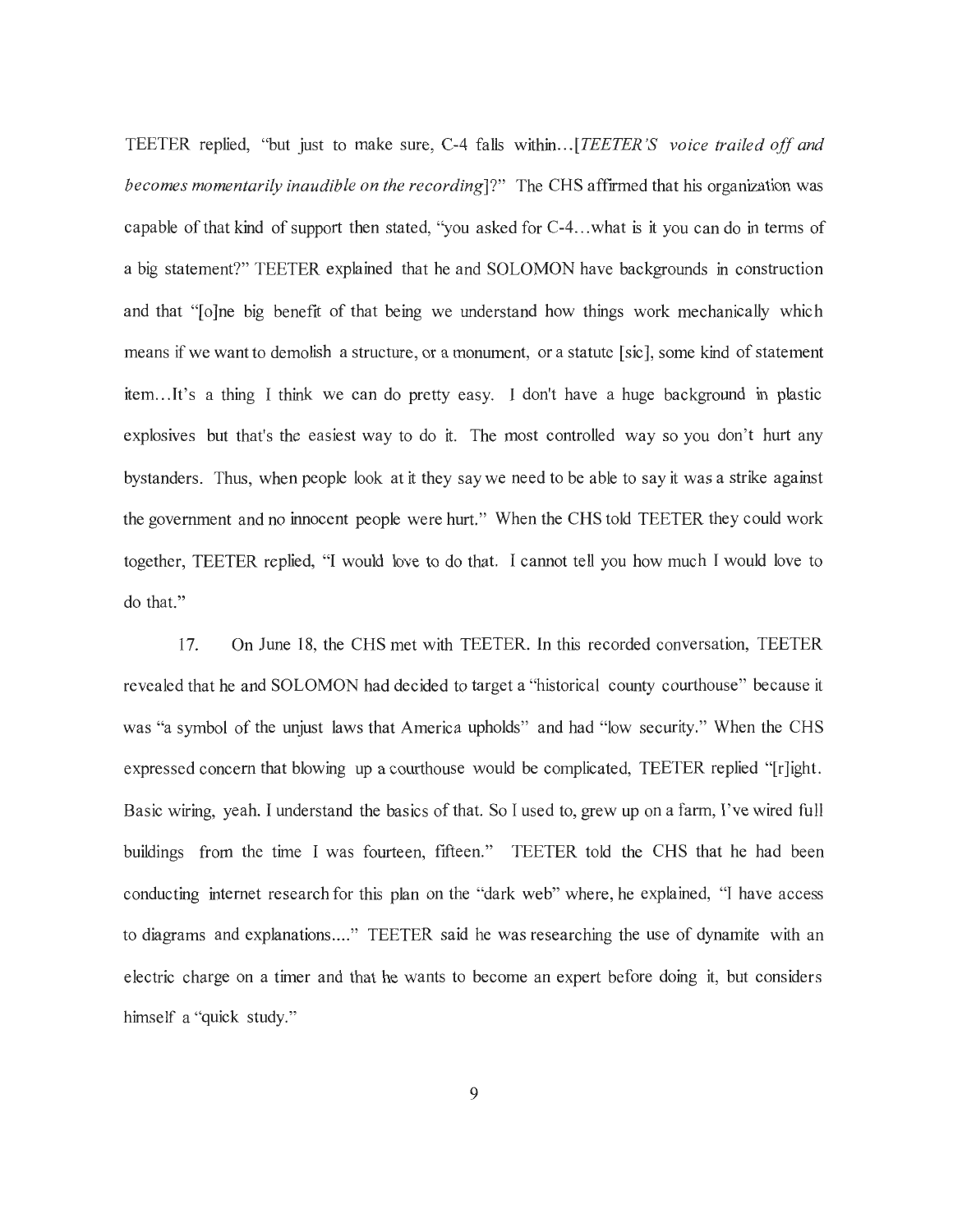TEETER replied, "but just to make sure, C-4 falls within...[*TEETER'S voice trailed off and becomes momentarily inaudible on the recording*]?" The CHS affirmed that his organization was capable of that kind of support then stated, "you asked for C-4...what is it you can do in terms of a big statement?" TEETER explained that he and SOLOMON have backgrounds in construction and that "[o]ne big benefit of that being we understand how things work mechanically which means if we want to demolish a structure, or a monument, or a statute [sic], some kind of statement item...It's a thing I think we can do pretty easy. I don't have a huge background in plastic explosives but that's the easiest way to do it. The most controlled way so you don't hurt any bystanders. Thus, when people look at it they say we need to be able to say it was a strike against the government and no innocent people were hurt." When the CHS told TEETER they could work together, TEETER replied, "I would love to do that. I cannot tell you how much I would love to do that."

17. On June 18, the CHS met with TEETER. In this recorded conversation, TEETER revealed that he and SOLOMON had decided to target a "historical county courthouse" because it was "a symbol of the unjust laws that America upholds" and had "low security." When the CHS expressed concern that blowing up a courthouse would be complicated, TEETER replied "[r]ight. Basic wiring, yeah. I understand the basics of that. So I used to, grew up on a farm, I've wired full buildings from the time I was fourteen, fifteen." TEETER told the CHS that he had been conducting internet research for this plan on the "dark web" where, he explained, "I have access to diagrams and explanations...." TEETER said he was researching the use of dynamite with an electric charge on a timer and that he wants to become an expert before doing it, but considers himself a "quick study."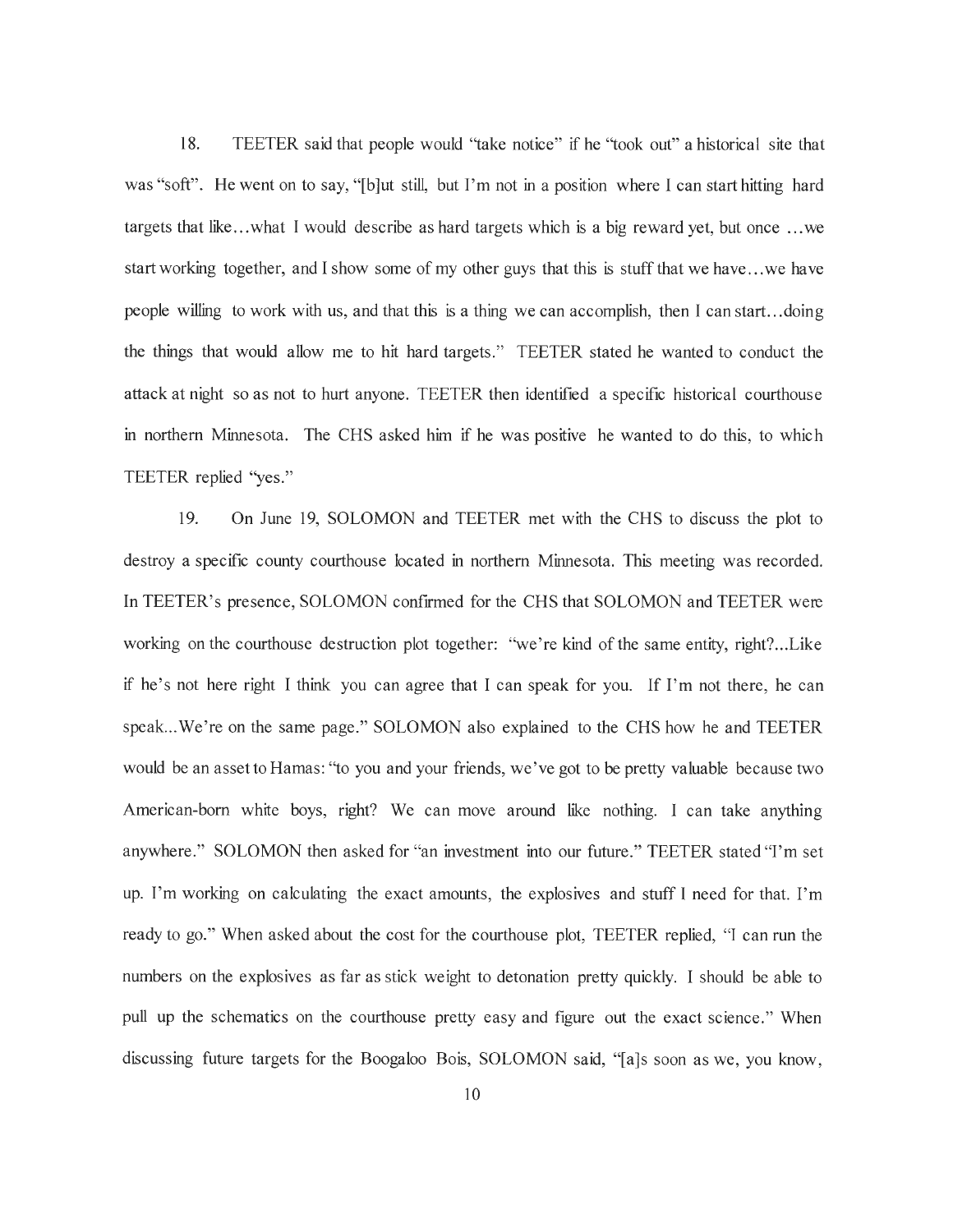18. TEETER said that people would "take notice" if he "took out" a historical site that was "soft". He went on to say, "[b]ut still, but I'm not in a position where I can start hitting hard targets that like…what I would describe as hard targets which is a big reward yet, but once …we start working together, and I show some of my other guys that this is stuff that we have…we have people willing to work with us, and that this is a thing we can accomplish, then I can start…doing the things that would allow me to hit hard targets." TEETER stated he wanted to conduct the attack at night so as not to hurt anyone. TEETER then identified a specific historical courthouse in northern Minnesota. The CHS asked him if he was positive he wanted to do this, to which TEETER replied "yes."

19. On June 19, SOLOMON and TEETER met with the CHS to discuss the plot to destroy a specific county courthouse located in northern Minnesota. This meeting was recorded. In TEETER's presence, SOLOMON confirmed for the CHS that SOLOMON and TEETER were working on the courthouse destruction plot together: "we're kind of the same entity, right?...Like if he's not here right I think you can agree that I can speak for you. If I'm not there, he can speak...We're on the same page." SOLOMON also explained to the CHS how he and TEETER would be an asset to Hamas: "to you and your friends, we've got to be pretty valuable because two American-born white boys, right? We can move around like nothing. I can take anything anywhere." SOLOMON then asked for "an investment into our future." TEETER stated "I'm set up. I'm working on calculating the exact amounts, the explosives and stuff I need for that. I'm ready to go." When asked about the cost for the courthouse plot, TEETER replied, "I can run the numbers on the explosives as far as stick weight to detonation pretty quickly. I should be able to pull up the schematics on the courthouse pretty easy and figure out the exact science." When discussing future targets for the Boogaloo Bois, SOLOMON said, "[a]s soon as we, you know,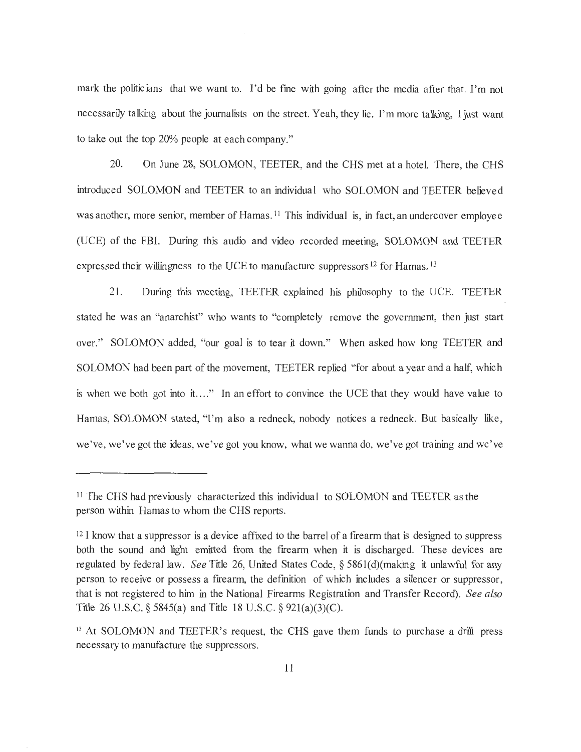mark the politicians that we want to. I'd be fine with going after the media after that. I'm not necessarily talking about the journalists on the street. Yeah, they lie. I'm more talking, I just want to take out the top 20% people at each company."

20. On June 28, SOLOMON, TEETER, and the CHS met at a hotel. There, the CHS introduced SOLOMON and TEETER to an individual who SOLOMON and TEETER believed was another, more senior, member of Hamas.[11] This individual is, in fact, an undercover employee (UCE) of the FBI. During this audio and video recorded meeting, SOLOMON and TEETER expressed their willingness to the UCE to manufacture suppressors[12] for Hamas.[13]

21. During this meeting, TEETER explained his philosophy to the UCE. TEETER stated he was an "anarchist" who wants to "completely remove the government, then just start over." SOLOMON added, "our goal is to tear it down." When asked how long TEETER and SOLOMON had been part of the movement, TEETER replied "for about a year and a half, which is when we both got into it...." In an effort to convince the UCE that they would have value to Hamas, SOLOMON stated, "I'm also a redneck, nobody notices a redneck. But basically like, we've, we've got the ideas, we've got you know, what we wanna do, we've got training and we've

---

[11] The CHS had previously characterized this individual to SOLOMON and TEETER as the person within Hamas to whom the CHS reports.

[12] I know that a suppressor is a device affixed to the barrel of a firearm that is designed to suppress both the sound and light emitted from the firearm when it is discharged. These devices are regulated by federal law. *See* Title 26, United States Code, § 5861(d)(making it unlawful for any person to receive or possess a firearm, the definition of which includes a silencer or suppressor, that is not registered to him in the National Firearms Registration and Transfer Record). *See also* Title 26 U.S.C. § 5845(a) and Title 18 U.S.C. § 921(a)(3)(C).

[13] At SOLOMON and TEETER's request, the CHS gave them funds to purchase a drill press necessary to manufacture the suppressors.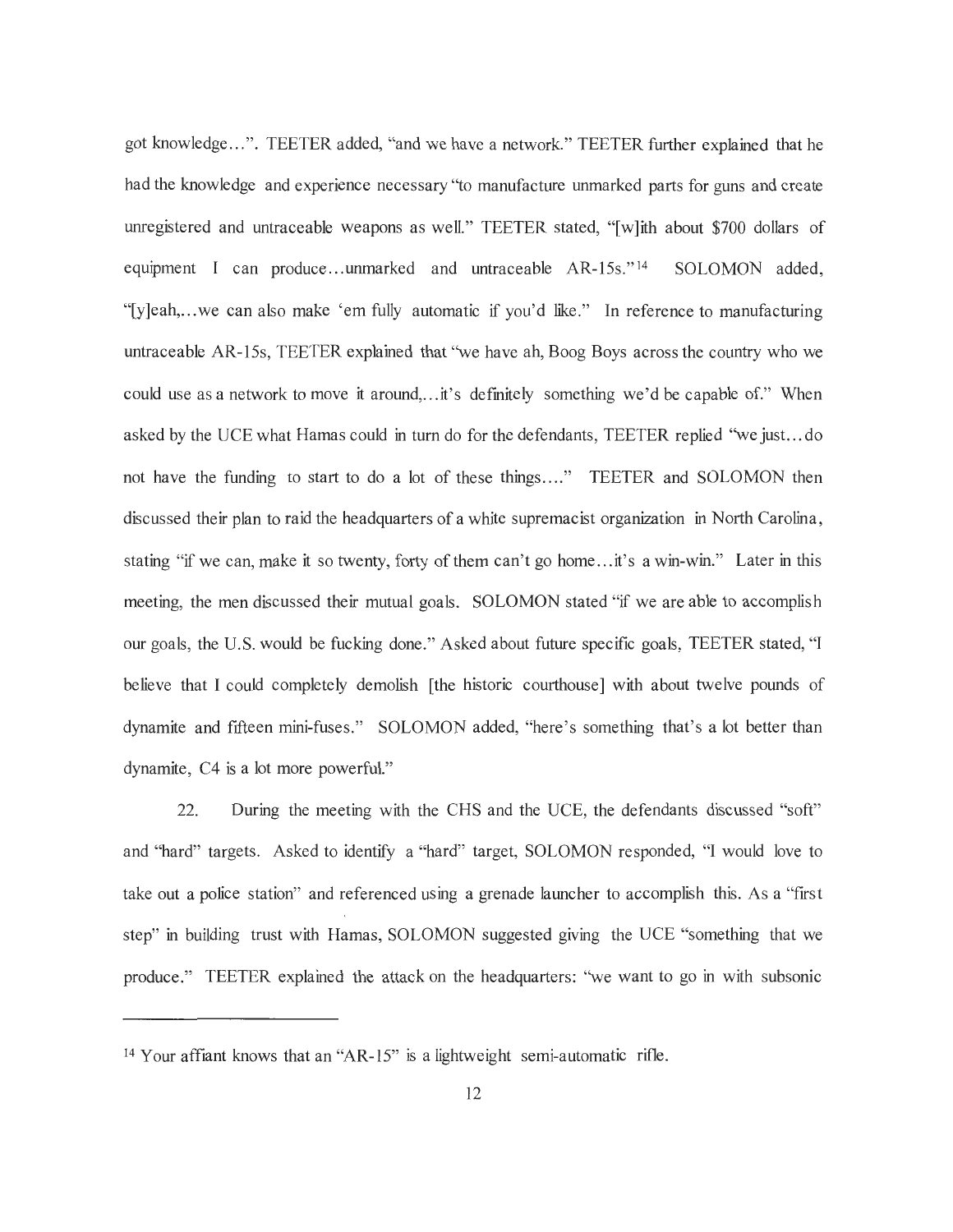got knowledge…". TEETER added, "and we have a network." TEETER further explained that he had the knowledge and experience necessary "to manufacture unmarked parts for guns and create unregistered and untraceable weapons as well." TEETER stated, "[w]ith about $700 dollars of equipment I can produce…unmarked and untraceable AR-15s."[14] SOLOMON added, "[y]eah,…we can also make 'em fully automatic if you'd like." In reference to manufacturing untraceable AR-15s, TEETER explained that "we have ah, Boog Boys across the country who we could use as a network to move it around,…it's definitely something we'd be capable of." When asked by the UCE what Hamas could in turn do for the defendants, TEETER replied "we just…do not have the funding to start to do a lot of these things…." TEETER and SOLOMON then discussed their plan to raid the headquarters of a white supremacist organization in North Carolina, stating "if we can, make it so twenty, forty of them can't go home…it's a win-win." Later in this meeting, the men discussed their mutual goals. SOLOMON stated "if we are able to accomplish our goals, the U.S. would be fucking done." Asked about future specific goals, TEETER stated, "I believe that I could completely demolish [the historic courthouse] with about twelve pounds of dynamite and fifteen mini-fuses." SOLOMON added, "here's something that's a lot better than dynamite, C4 is a lot more powerful."

22. During the meeting with the CHS and the UCE, the defendants discussed "soft" and "hard" targets. Asked to identify a "hard" target, SOLOMON responded, "I would love to take out a police station" and referenced using a grenade launcher to accomplish this. As a "first step" in building trust with Hamas, SOLOMON suggested giving the UCE "something that we produce." TEETER explained the attack on the headquarters: "we want to go in with subsonic

---

[14] Your affiant knows that an "AR-15" is a lightweight semi-automatic rifle.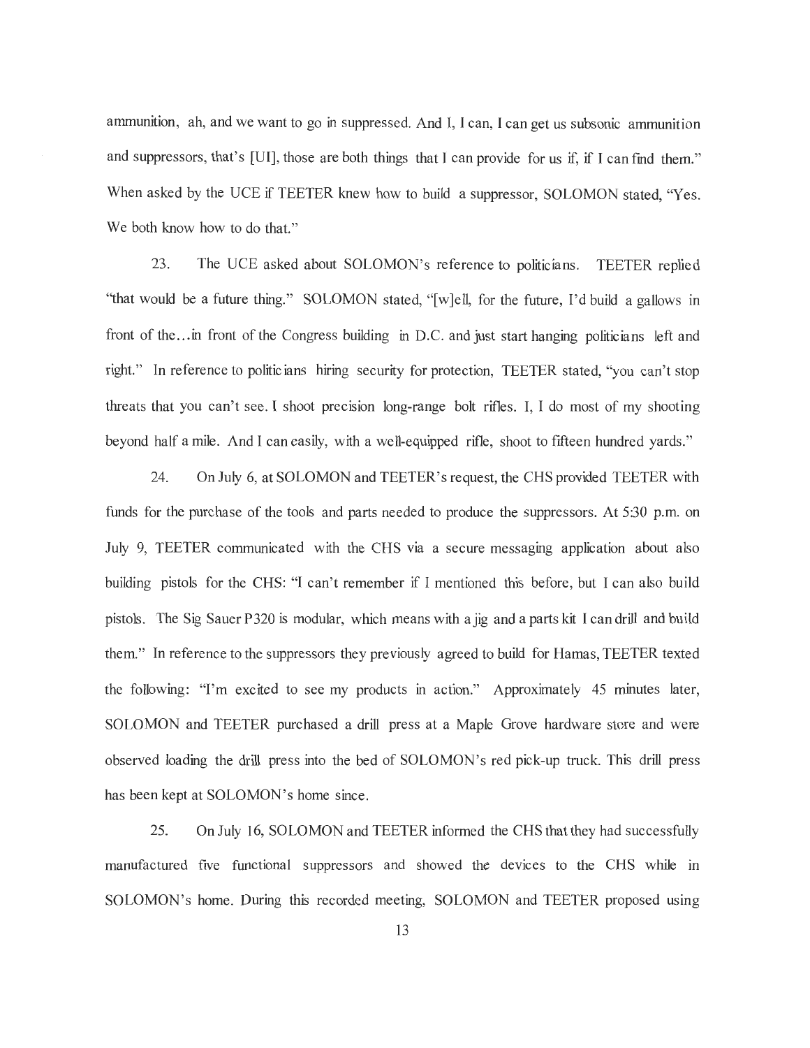ammunition, ah, and we want to go in suppressed. And I, I can, I can get us subsonic ammunition and suppressors, that's [UI], those are both things that I can provide for us if, if I can find them." When asked by the UCE if TEETER knew how to build a suppressor, SOLOMON stated, "Yes. We both know how to do that."

23. The UCE asked about SOLOMON's reference to politicians. TEETER replied "that would be a future thing." SOLOMON stated, "[w]ell, for the future, I'd build a gallows in front of the…in front of the Congress building in D.C. and just start hanging politicians left and right." In reference to politicians hiring security for protection, TEETER stated, "you can't stop threats that you can't see. I shoot precision long-range bolt rifles. I, I do most of my shooting beyond half a mile. And I can easily, with a well-equipped rifle, shoot to fifteen hundred yards."

24. On July 6, at SOLOMON and TEETER's request, the CHS provided TEETER with funds for the purchase of the tools and parts needed to produce the suppressors. At 5:30 p.m. on July 9, TEETER communicated with the CHS via a secure messaging application about also building pistols for the CHS: "I can't remember if I mentioned this before, but I can also build pistols. The Sig Sauer P320 is modular, which means with a jig and a parts kit I can drill and build them." In reference to the suppressors they previously agreed to build for Hamas, TEETER texted the following: "I'm excited to see my products in action." Approximately 45 minutes later, SOLOMON and TEETER purchased a drill press at a Maple Grove hardware store and were observed loading the drill press into the bed of SOLOMON's red pick-up truck. This drill press has been kept at SOLOMON's home since.

25. On July 16, SOLOMON and TEETER informed the CHS that they had successfully manufactured five functional suppressors and showed the devices to the CHS while in SOLOMON's home. During this recorded meeting, SOLOMON and TEETER proposed using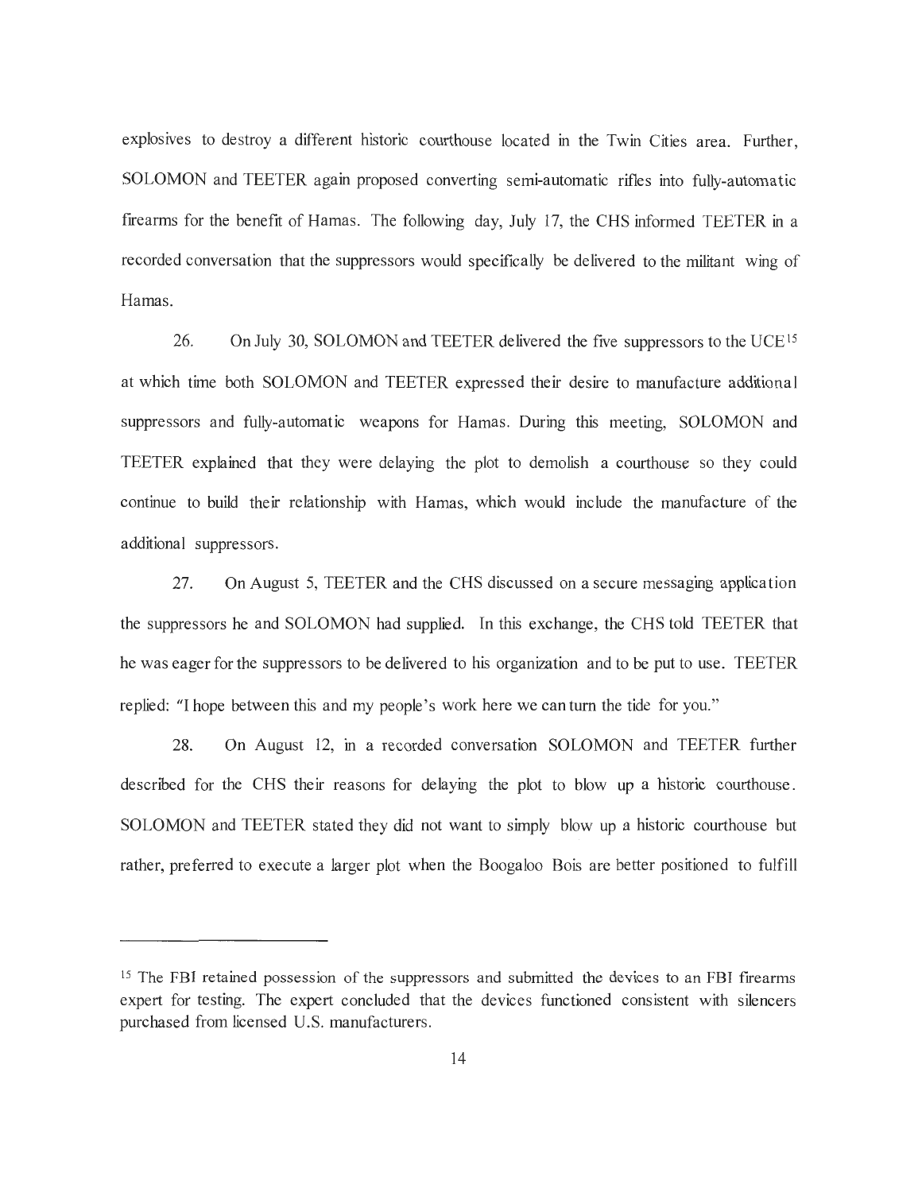explosives to destroy a different historic courthouse located in the Twin Cities area. Further, SOLOMON and TEETER again proposed converting semi-automatic rifles into fully-automatic firearms for the benefit of Hamas. The following day, July 17, the CHS informed TEETER in a recorded conversation that the suppressors would specifically be delivered to the militant wing of Hamas.

26. On July 30, SOLOMON and TEETER delivered the five suppressors to the UCE[15] at which time both SOLOMON and TEETER expressed their desire to manufacture additional suppressors and fully-automatic weapons for Hamas. During this meeting, SOLOMON and TEETER explained that they were delaying the plot to demolish a courthouse so they could continue to build their relationship with Hamas, which would include the manufacture of the additional suppressors.

27. On August 5, TEETER and the CHS discussed on a secure messaging application the suppressors he and SOLOMON had supplied. In this exchange, the CHS told TEETER that he was eager for the suppressors to be delivered to his organization and to be put to use. TEETER replied: "I hope between this and my people's work here we can turn the tide for you."

28. On August 12, in a recorded conversation SOLOMON and TEETER further described for the CHS their reasons for delaying the plot to blow up a historic courthouse. SOLOMON and TEETER stated they did not want to simply blow up a historic courthouse but rather, preferred to execute a larger plot when the Boogaloo Bois are better positioned to fulfill

---

[15] The FBI retained possession of the suppressors and submitted the devices to an FBI firearms expert for testing. The expert concluded that the devices functioned consistent with silencers purchased from licensed U.S. manufacturers.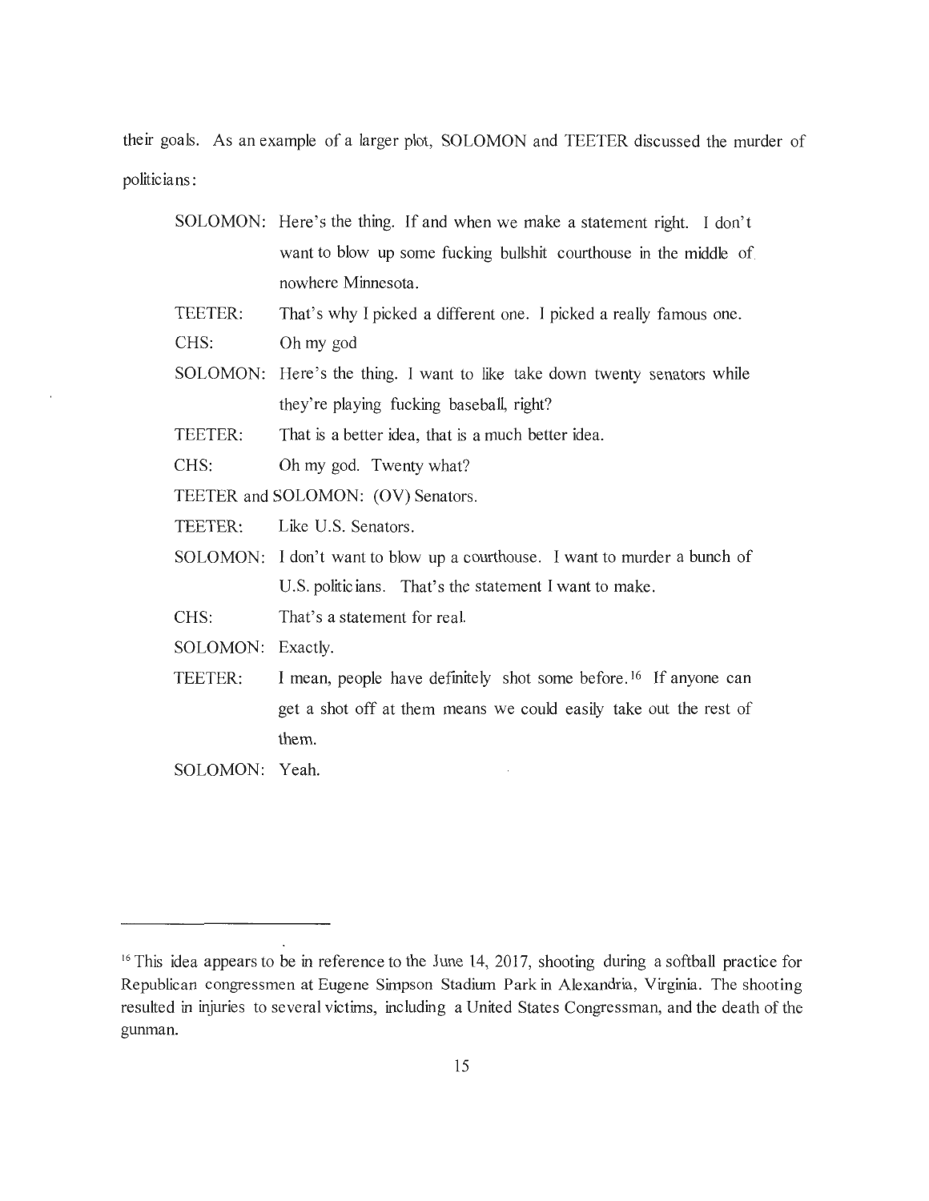their goals. As an example of a larger plot, SOLOMON and TEETER discussed the murder of politicians:

> SOLOMON: Here's the thing. If and when we make a statement right. I don't want to blow up some fucking bullshit courthouse in the middle of nowhere Minnesota.
>
> TEETER: That's why I picked a different one. I picked a really famous one.
>
> CHS: Oh my god
>
> SOLOMON: Here's the thing. I want to like take down twenty senators while they're playing fucking baseball, right?
>
> TEETER: That is a better idea, that is a much better idea.
>
> CHS: Oh my god. Twenty what?
>
> TEETER and SOLOMON: (OV) Senators.
>
> TEETER: Like U.S. Senators.
>
> SOLOMON: I don't want to blow up a courthouse. I want to murder a bunch of U.S. politicians. That's the statement I want to make.
>
> CHS: That's a statement for real.
>
> SOLOMON: Exactly.
>
> TEETER: I mean, people have definitely shot some before.[16] If anyone can get a shot off at them means we could easily take out the rest of them.
>
> SOLOMON: Yeah.

---

[16] This idea appears to be in reference to the June 14, 2017, shooting during a softball practice for Republican congressmen at Eugene Simpson Stadium Park in Alexandria, Virginia. The shooting resulted in injuries to several victims, including a United States Congressman, and the death of the gunman.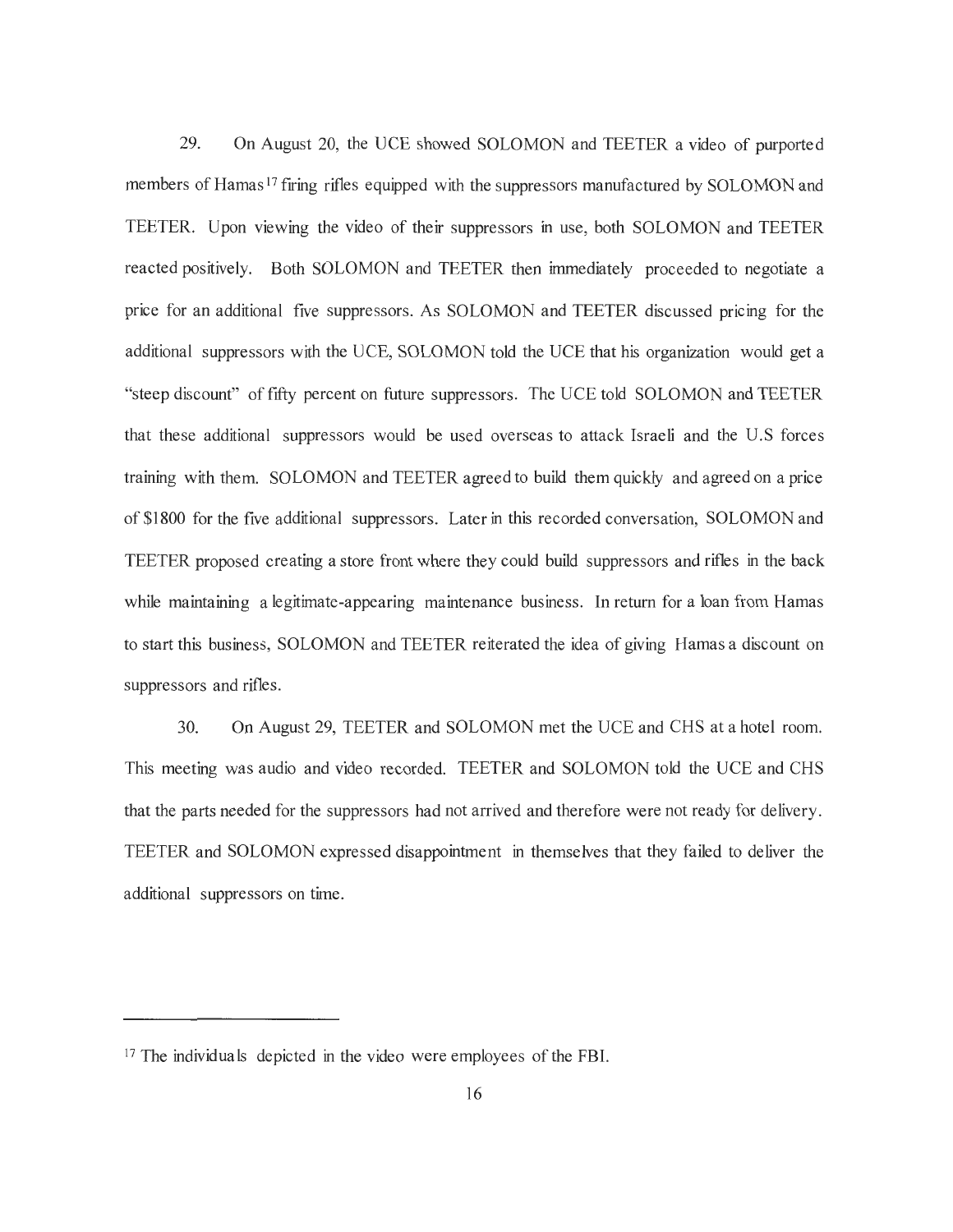29. On August 20, the UCE showed SOLOMON and TEETER a video of purported members of Hamas[17] firing rifles equipped with the suppressors manufactured by SOLOMON and TEETER. Upon viewing the video of their suppressors in use, both SOLOMON and TEETER reacted positively. Both SOLOMON and TEETER then immediately proceeded to negotiate a price for an additional five suppressors. As SOLOMON and TEETER discussed pricing for the additional suppressors with the UCE, SOLOMON told the UCE that his organization would get a "steep discount" of fifty percent on future suppressors. The UCE told SOLOMON and TEETER that these additional suppressors would be used overseas to attack Israeli and the U.S forces training with them. SOLOMON and TEETER agreed to build them quickly and agreed on a price of $1800 for the five additional suppressors. Later in this recorded conversation, SOLOMON and TEETER proposed creating a store front where they could build suppressors and rifles in the back while maintaining a legitimate-appearing maintenance business. In return for a loan from Hamas to start this business, SOLOMON and TEETER reiterated the idea of giving Hamas a discount on suppressors and rifles.

30. On August 29, TEETER and SOLOMON met the UCE and CHS at a hotel room. This meeting was audio and video recorded. TEETER and SOLOMON told the UCE and CHS that the parts needed for the suppressors had not arrived and therefore were not ready for delivery. TEETER and SOLOMON expressed disappointment in themselves that they failed to deliver the additional suppressors on time.

---

[17] The individuals depicted in the video were employees of the FBI.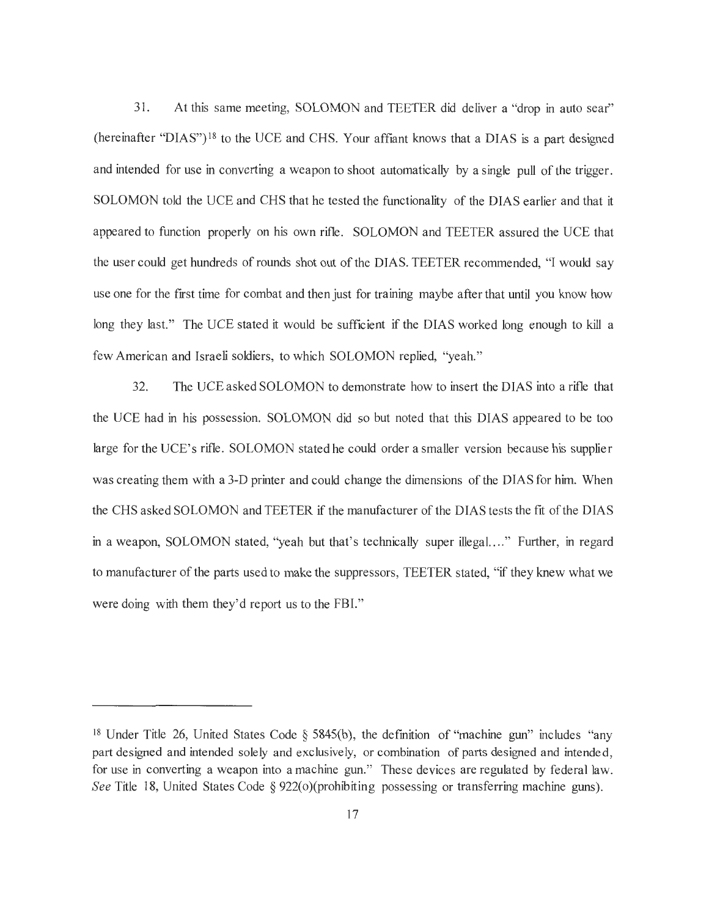31. At this same meeting, SOLOMON and TEETER did deliver a "drop in auto sear" (hereinafter "DIAS")[18] to the UCE and CHS. Your affiant knows that a DIAS is a part designed and intended for use in converting a weapon to shoot automatically by a single pull of the trigger. SOLOMON told the UCE and CHS that he tested the functionality of the DIAS earlier and that it appeared to function properly on his own rifle. SOLOMON and TEETER assured the UCE that the user could get hundreds of rounds shot out of the DIAS. TEETER recommended, "I would say use one for the first time for combat and then just for training maybe after that until you know how long they last." The UCE stated it would be sufficient if the DIAS worked long enough to kill a few American and Israeli soldiers, to which SOLOMON replied, "yeah."

32. The UCE asked SOLOMON to demonstrate how to insert the DIAS into a rifle that the UCE had in his possession. SOLOMON did so but noted that this DIAS appeared to be too large for the UCE's rifle. SOLOMON stated he could order a smaller version because his supplier was creating them with a 3-D printer and could change the dimensions of the DIAS for him. When the CHS asked SOLOMON and TEETER if the manufacturer of the DIAS tests the fit of the DIAS in a weapon, SOLOMON stated, "yeah but that's technically super illegal…." Further, in regard to manufacturer of the parts used to make the suppressors, TEETER stated, "if they knew what we were doing with them they'd report us to the FBI."

---

[18] Under Title 26, United States Code § 5845(b), the definition of "machine gun" includes "any part designed and intended solely and exclusively, or combination of parts designed and intended, for use in converting a weapon into a machine gun." These devices are regulated by federal law. *See* Title 18, United States Code § 922(o)(prohibiting possessing or transferring machine guns).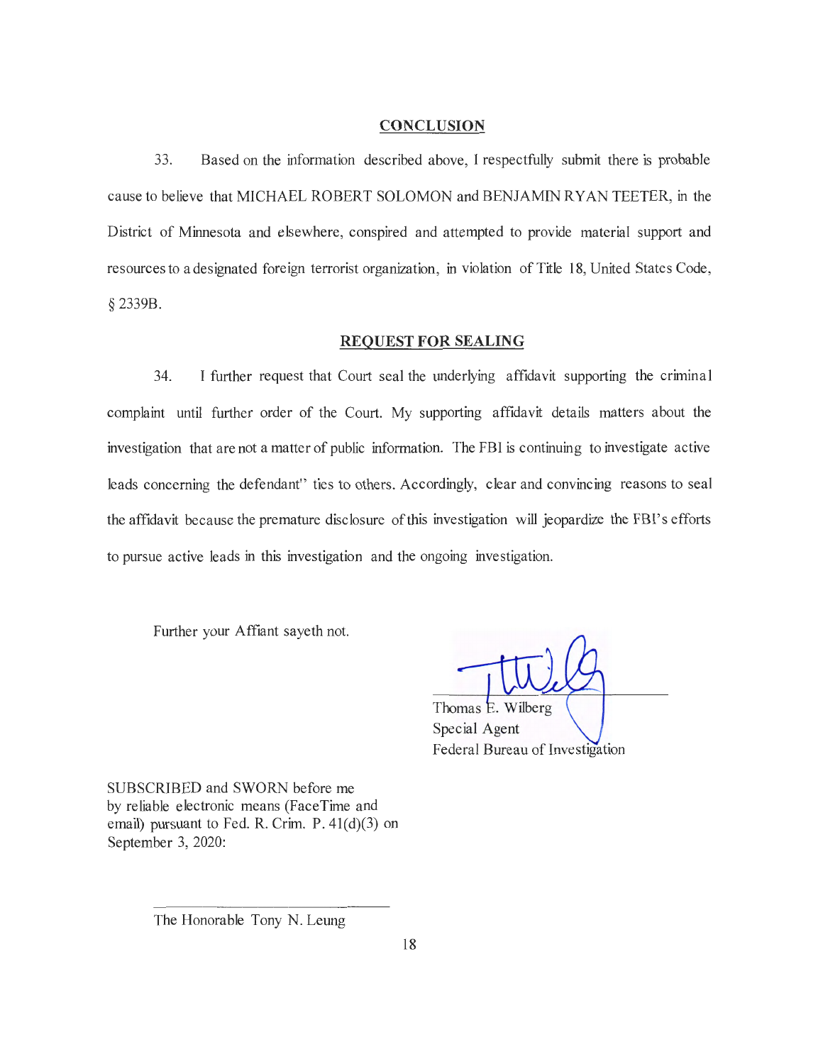## CONCLUSION

33. Based on the information described above, I respectfully submit there is probable cause to believe that MICHAEL ROBERT SOLOMON and BENJAMIN RYAN TEETER, in the District of Minnesota and elsewhere, conspired and attempted to provide material support and resources to a designated foreign terrorist organization, in violation of Title 18, United States Code, § 2339B.

## REQUEST FOR SEALING

34. I further request that Court seal the underlying affidavit supporting the criminal complaint until further order of the Court. My supporting affidavit details matters about the investigation that are not a matter of public information. The FBI is continuing to investigate active leads concerning the defendant" ties to others. Accordingly, clear and convincing reasons to seal the affidavit because the premature disclosure of this investigation will jeopardize the FBI's efforts to pursue active leads in this investigation and the ongoing investigation.

Further your Affiant sayeth not.

Thomas E. Wilberg
Special Agent
Federal Bureau of Investigation

SUBSCRIBED and SWORN before me
by reliable electronic means (FaceTime and email) pursuant to Fed. R. Crim. P. 41(d)(3) on September 3, 2020:

\_\_\_\_\_\_\_\_\_\_\_\_\_\_\_\_\_\_\_\_\_\_\_\_\_\_\_\_
The Honorable Tony N. Leung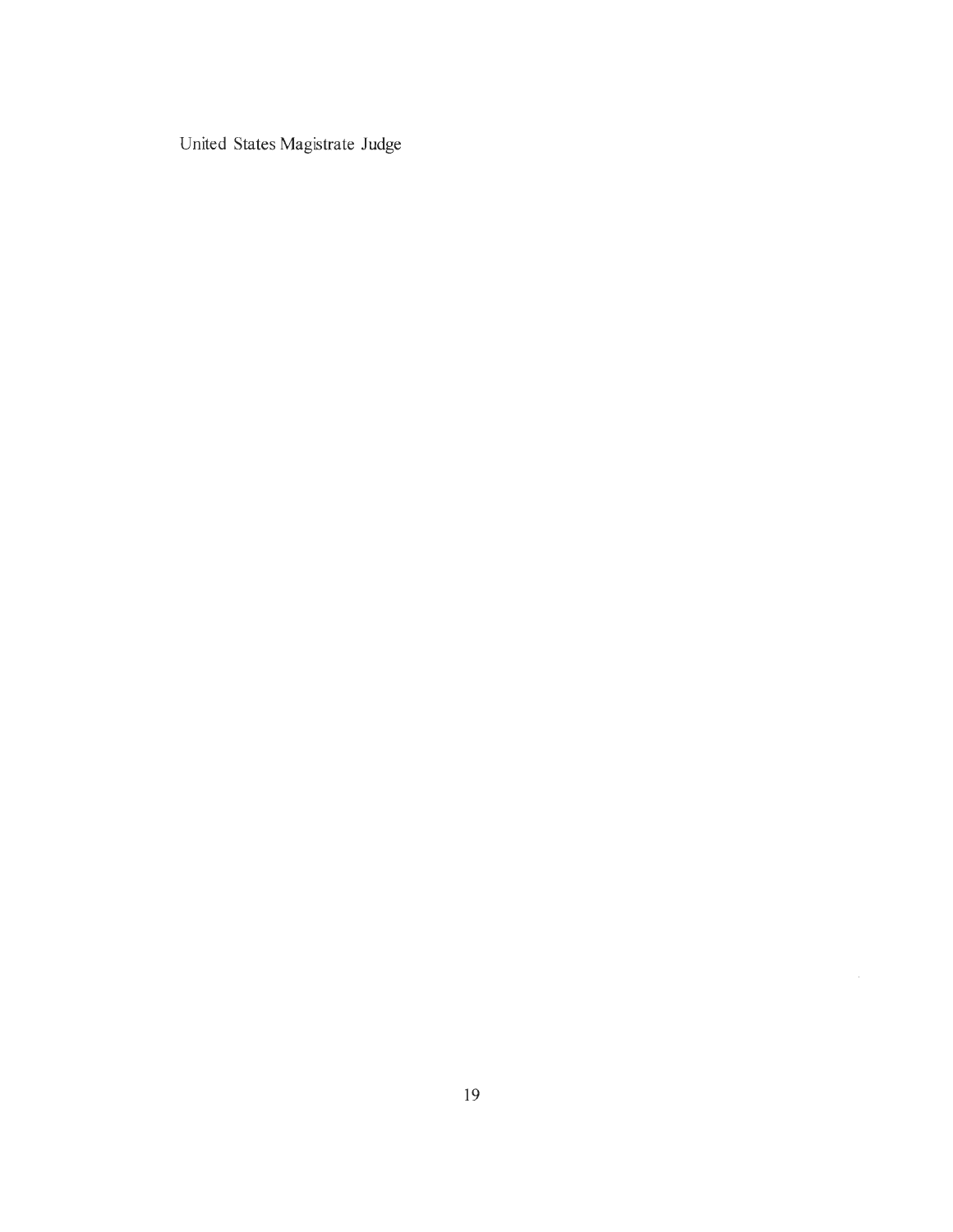United States Magistrate Judge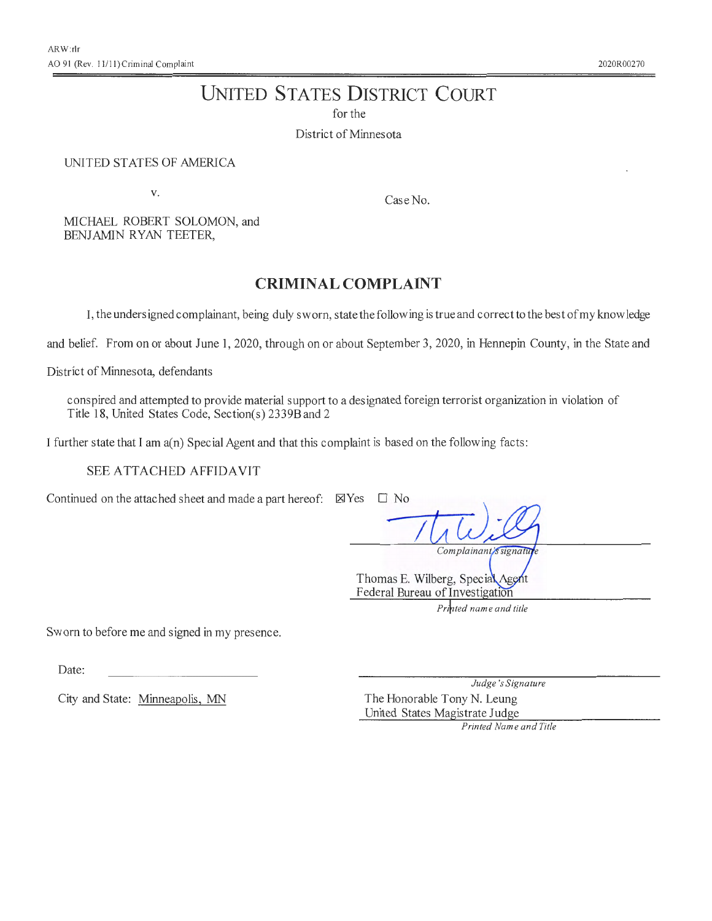ARW:rlr
AO 91 (Rev. 11/11) Criminal Complaint

2020R00270

# UNITED STATES DISTRICT COURT

for the

District of Minnesota

UNITED STATES OF AMERICA

v.

MICHAEL ROBERT SOLOMON, and
BENJAMIN RYAN TEETER,

Case No.

## CRIMINAL COMPLAINT

I, the undersigned complainant, being duly sworn, state the following is true and correct to the best of my knowledge and belief. From on or about June 1, 2020, through on or about September 3, 2020, in Hennepin County, in the State and District of Minnesota, defendants

conspired and attempted to provide material support to a designated foreign terrorist organization in violation of Title 18, United States Code, Section(s) 2339B and 2

I further state that I am a(n) Special Agent and that this complaint is based on the following facts:

SEE ATTACHED AFFIDAVIT

Continued on the attached sheet and made a part hereof: ☒ Yes ☐ No

_Complainant's signature_

Thomas E. Wilberg, Special Agent
Federal Bureau of Investigation

_Printed name and title_

Sworn to before me and signed in my presence.

Date: ______________________

City and State: Minneapolis, MN

_Judge's Signature_

The Honorable Tony N. Leung
United States Magistrate Judge

_Printed Name and Title_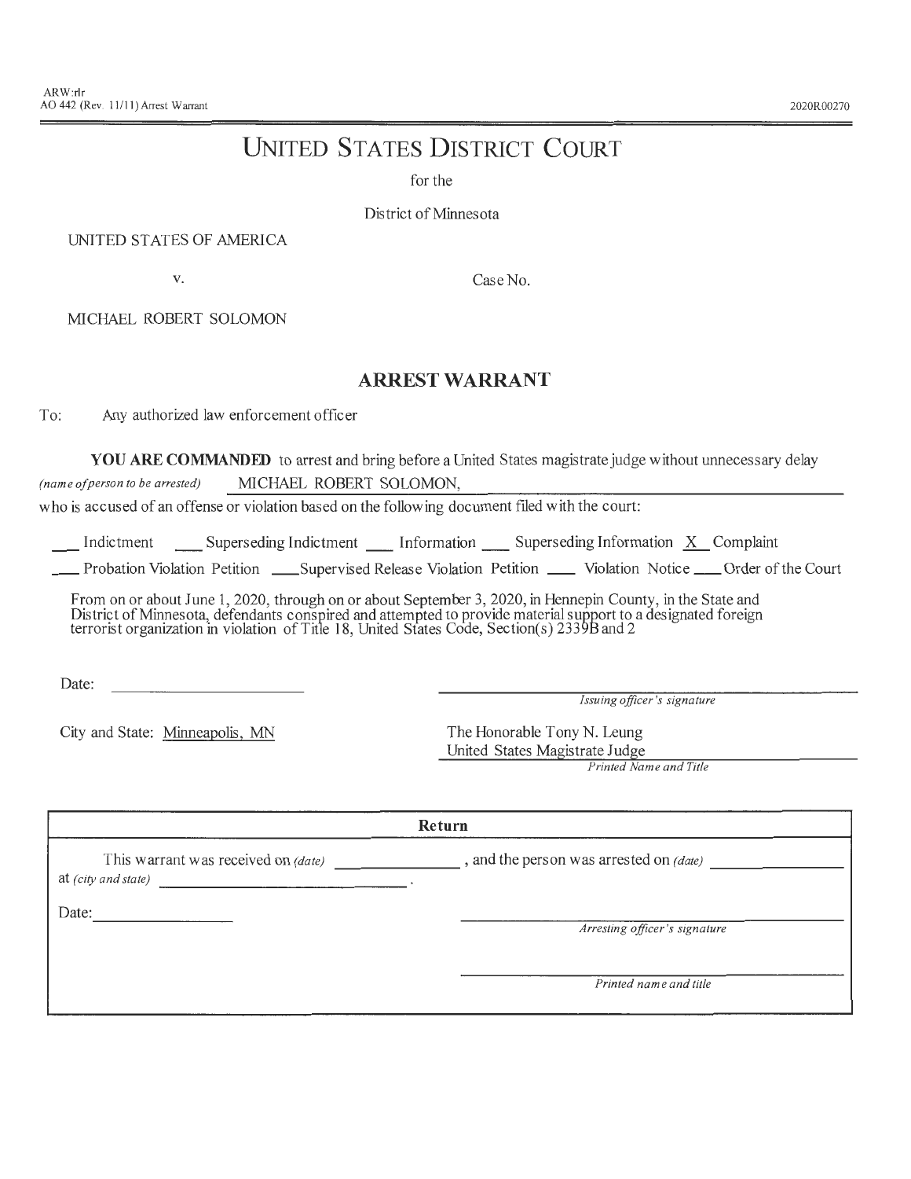ARW:rlr
AO 442 (Rev. 11/11) Arrest Warrant

2020R00270

# UNITED STATES DISTRICT COURT

for the

District of Minnesota

UNITED STATES OF AMERICA

v.

Case No.

MICHAEL ROBERT SOLOMON

## ARREST WARRANT

To: Any authorized law enforcement officer

**YOU ARE COMMANDED** to arrest and bring before a United States magistrate judge without unnecessary delay

*(name of person to be arrested)* MICHAEL ROBERT SOLOMON,

who is accused of an offense or violation based on the following document filed with the court:

___ Indictment ___ Superseding Indictment ___ Information ___ Superseding Information X Complaint

___ Probation Violation Petition ___ Supervised Release Violation Petition ___ Violation Notice ___ Order of the Court

From on or about June 1, 2020, through on or about September 3, 2020, in Hennepin County, in the State and District of Minnesota, defendants conspired and attempted to provide material support to a designated foreign terrorist organization in violation of Title 18, United States Code, Section(s) 2339B and 2

Date: ____________________

____________________
*Issuing officer's signature*

City and State: Minneapolis, MN

The Honorable Tony N. Leung
United States Magistrate Judge
*Printed Name and Title*

| Return |
| --- |
| This warrant was received on *(date)* ____________, and the person was arrested on *(date)* ____________ at *(city and state)* ____________________. |
| Date: ____________ ____________________ *Arresting officer's signature* |
| ____________________ *Printed name and title* |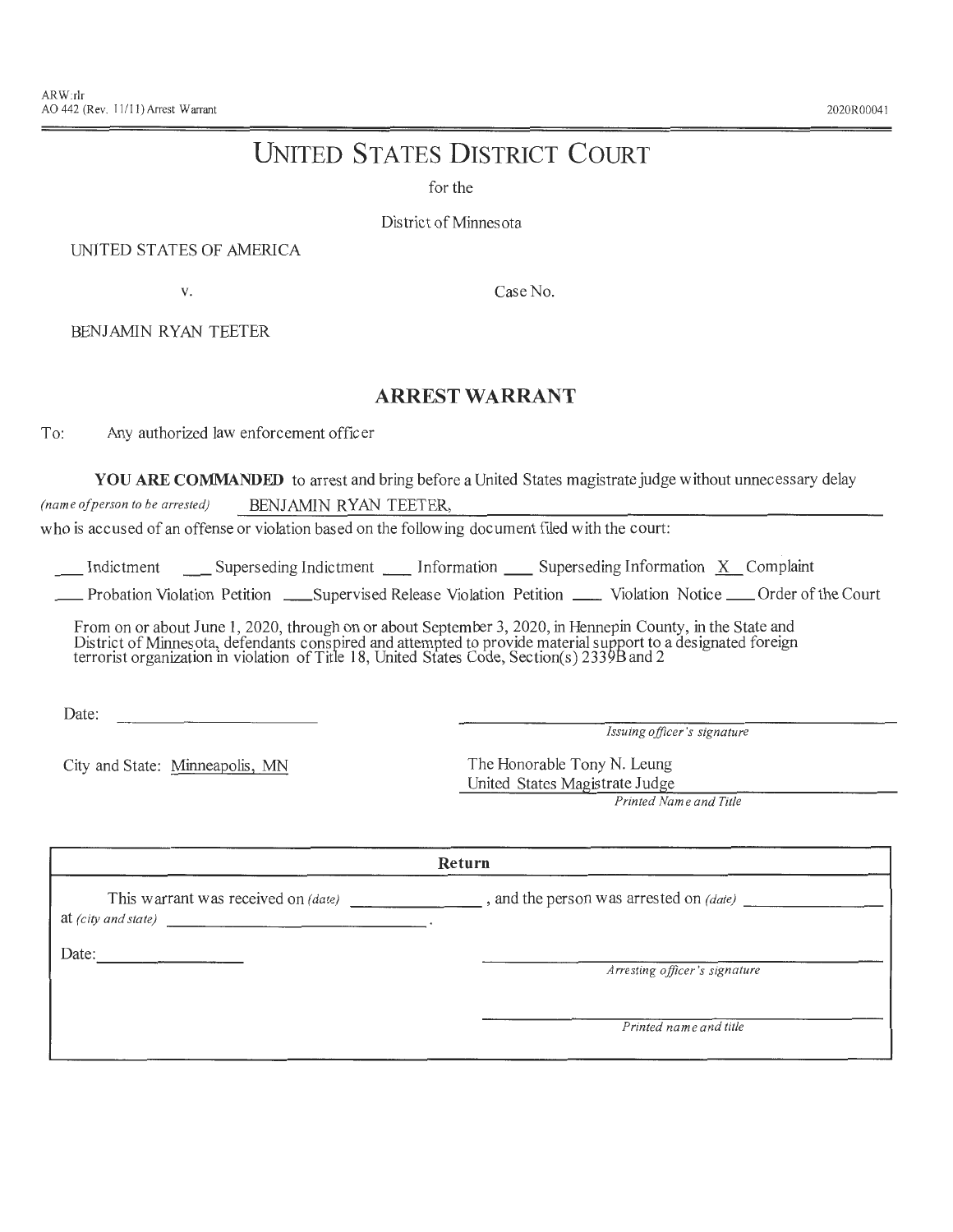ARW:rlr
AO 442 (Rev. 11/11) Arrest Warrant

2020R00041

# UNITED STATES DISTRICT COURT

for the

District of Minnesota

UNITED STATES OF AMERICA

v.

Case No.

BENJAMIN RYAN TEETER

## ARREST WARRANT

To: Any authorized law enforcement officer

**YOU ARE COMMANDED** to arrest and bring before a United States magistrate judge without unnecessary delay

*(name of person to be arrested)* BENJAMIN RYAN TEETER,

who is accused of an offense or violation based on the following document filed with the court:

___ Indictment ___ Superseding Indictment ___ Information ___ Superseding Information X Complaint

___ Probation Violation Petition ___ Supervised Release Violation Petition ___ Violation Notice ___ Order of the Court

From on or about June 1, 2020, through on or about September 3, 2020, in Hennepin County, in the State and District of Minnesota, defendants conspired and attempted to provide material support to a designated foreign terrorist organization in violation of Title 18, United States Code, Section(s) 2339B and 2

Date: ____________________

____________________
*Issuing officer's signature*

City and State: Minneapolis, MN

The Honorable Tony N. Leung
United States Magistrate Judge
*Printed Name and Title*

| Return | |
|---|---|
| This warrant was received on *(date)* ____________, and the person was arrested on *(date)* ____________ at *(city and state)* ____________________. | |
| Date: ____________ | ____________________ *Arresting officer's signature* |
| | ____________________ *Printed name and title* |